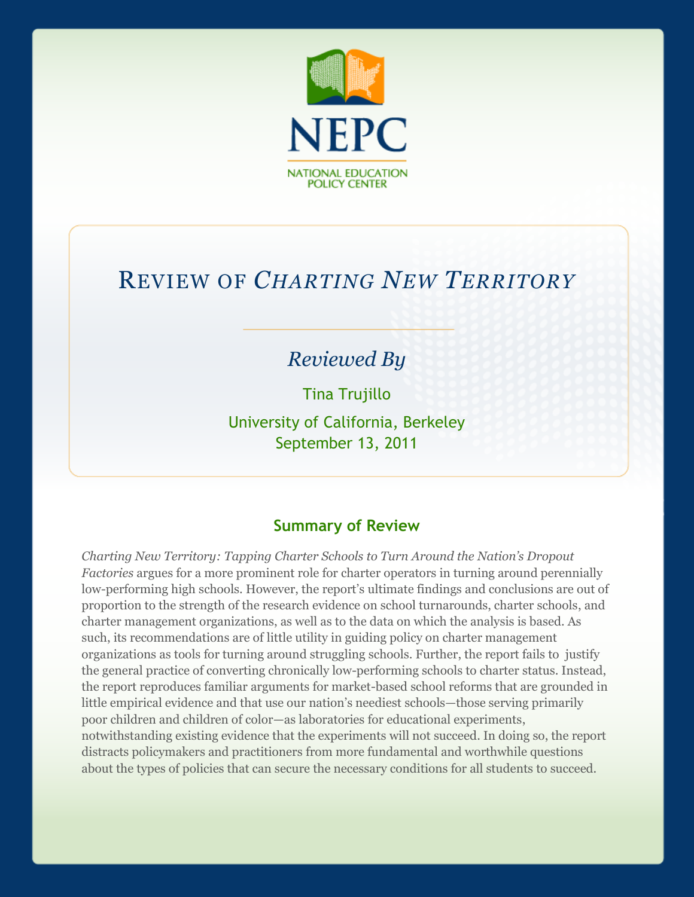NEPC

NATIONAL EDUCATION POLICY CENTER

# Review of *Charting New Territory*

*Reviewed By*

Tina Trujillo

University of California, Berkeley

September 13, 2011

## Summary of Review

*Charting New Territory: Tapping Charter Schools to Turn Around the Nation's Dropout Factories* argues for a more prominent role for charter operators in turning around perennially low-performing high schools. However, the report's ultimate findings and conclusions are out of proportion to the strength of the research evidence on school turnarounds, charter schools, and charter management organizations, as well as to the data on which the analysis is based. As such, its recommendations are of little utility in guiding policy on charter management organizations as tools for turning around struggling schools. Further, the report fails to justify the general practice of converting chronically low-performing schools to charter status. Instead, the report reproduces familiar arguments for market-based school reforms that are grounded in little empirical evidence and that use our nation's neediest schools—those serving primarily poor children and children of color—as laboratories for educational experiments, notwithstanding existing evidence that the experiments will not succeed. In doing so, the report distracts policymakers and practitioners from more fundamental and worthwhile questions about the types of policies that can secure the necessary conditions for all students to succeed.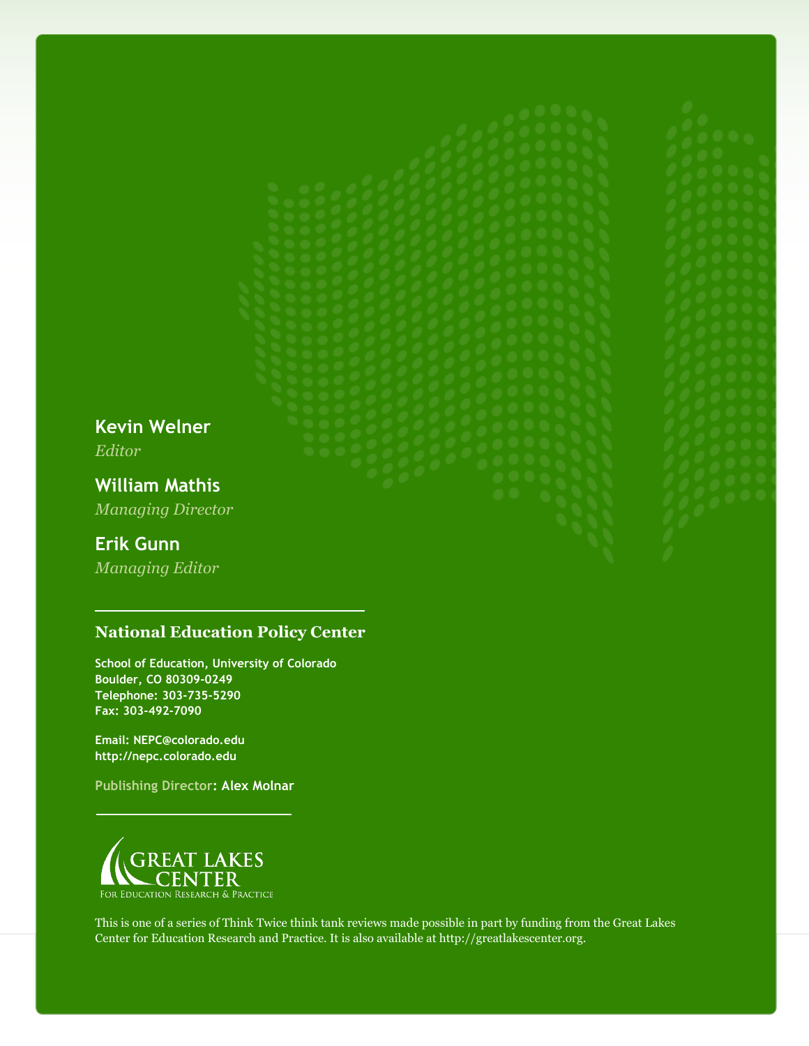**Kevin Welner**
*Editor*

**William Mathis**
*Managing Director*

**Erik Gunn**
*Managing Editor*

---

**National Education Policy Center**

School of Education, University of Colorado
Boulder, CO 80309-0249
Telephone: 303-735-5290
Fax: 303-492-7090

Email: NEPC@colorado.edu
http://nepc.colorado.edu

Publishing Director: Alex Molnar

---

GREAT LAKES CENTER
For Education Research & Practice

This is one of a series of Think Twice think tank reviews made possible in part by funding from the Great Lakes Center for Education Research and Practice. It is also available at http://greatlakescenter.org.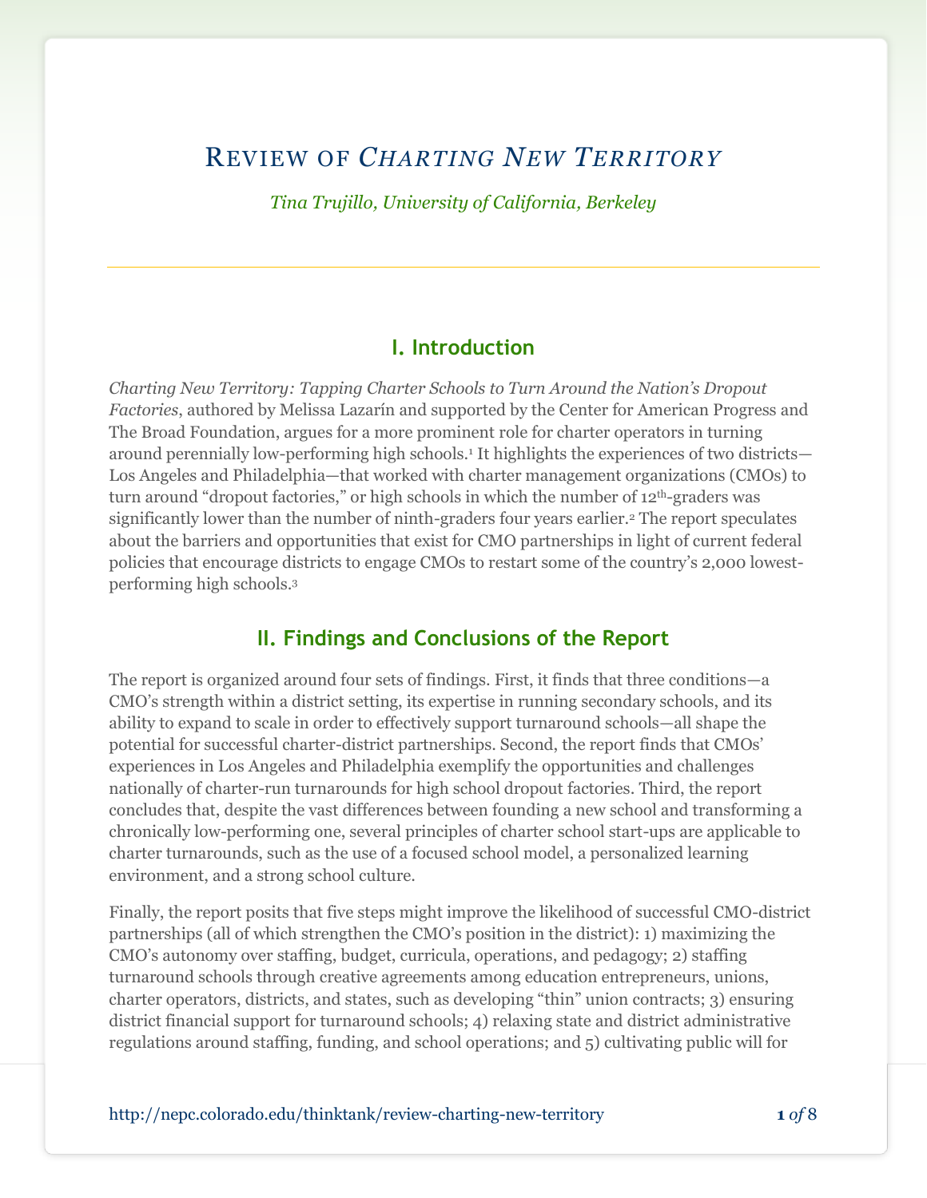# Review of *Charting New Territory*

*Tina Trujillo, University of California, Berkeley*

## I. Introduction

*Charting New Territory: Tapping Charter Schools to Turn Around the Nation's Dropout Factories*, authored by Melissa Lazarín and supported by the Center for American Progress and The Broad Foundation, argues for a more prominent role for charter operators in turning around perennially low-performing high schools.[1] It highlights the experiences of two districts—Los Angeles and Philadelphia—that worked with charter management organizations (CMOs) to turn around "dropout factories," or high schools in which the number of 12th-graders was significantly lower than the number of ninth-graders four years earlier.[2] The report speculates about the barriers and opportunities that exist for CMO partnerships in light of current federal policies that encourage districts to engage CMOs to restart some of the country's 2,000 lowest-performing high schools.[3]

## II. Findings and Conclusions of the Report

The report is organized around four sets of findings. First, it finds that three conditions—a CMO's strength within a district setting, its expertise in running secondary schools, and its ability to expand to scale in order to effectively support turnaround schools—all shape the potential for successful charter-district partnerships. Second, the report finds that CMOs' experiences in Los Angeles and Philadelphia exemplify the opportunities and challenges nationally of charter-run turnarounds for high school dropout factories. Third, the report concludes that, despite the vast differences between founding a new school and transforming a chronically low-performing one, several principles of charter school start-ups are applicable to charter turnarounds, such as the use of a focused school model, a personalized learning environment, and a strong school culture.

Finally, the report posits that five steps might improve the likelihood of successful CMO-district partnerships (all of which strengthen the CMO's position in the district): 1) maximizing the CMO's autonomy over staffing, budget, curricula, operations, and pedagogy; 2) staffing turnaround schools through creative agreements among education entrepreneurs, unions, charter operators, districts, and states, such as developing "thin" union contracts; 3) ensuring district financial support for turnaround schools; 4) relaxing state and district administrative regulations around staffing, funding, and school operations; and 5) cultivating public will for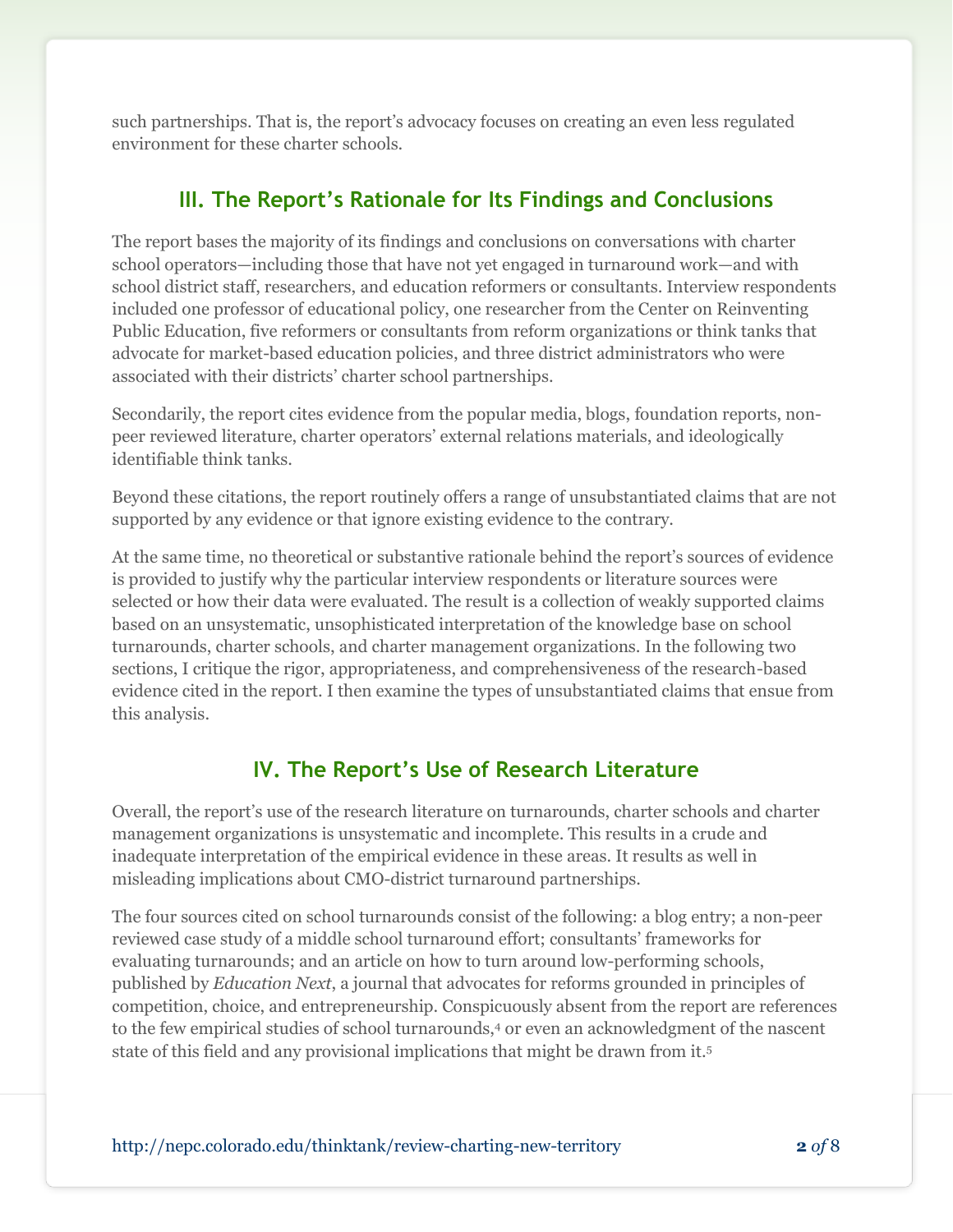such partnerships. That is, the report's advocacy focuses on creating an even less regulated environment for these charter schools.

## III. The Report's Rationale for Its Findings and Conclusions

The report bases the majority of its findings and conclusions on conversations with charter school operators—including those that have not yet engaged in turnaround work—and with school district staff, researchers, and education reformers or consultants. Interview respondents included one professor of educational policy, one researcher from the Center on Reinventing Public Education, five reformers or consultants from reform organizations or think tanks that advocate for market-based education policies, and three district administrators who were associated with their districts' charter school partnerships.

Secondarily, the report cites evidence from the popular media, blogs, foundation reports, non-peer reviewed literature, charter operators' external relations materials, and ideologically identifiable think tanks.

Beyond these citations, the report routinely offers a range of unsubstantiated claims that are not supported by any evidence or that ignore existing evidence to the contrary.

At the same time, no theoretical or substantive rationale behind the report's sources of evidence is provided to justify why the particular interview respondents or literature sources were selected or how their data were evaluated. The result is a collection of weakly supported claims based on an unsystematic, unsophisticated interpretation of the knowledge base on school turnarounds, charter schools, and charter management organizations. In the following two sections, I critique the rigor, appropriateness, and comprehensiveness of the research-based evidence cited in the report. I then examine the types of unsubstantiated claims that ensue from this analysis.

## IV. The Report's Use of Research Literature

Overall, the report's use of the research literature on turnarounds, charter schools and charter management organizations is unsystematic and incomplete. This results in a crude and inadequate interpretation of the empirical evidence in these areas. It results as well in misleading implications about CMO-district turnaround partnerships.

The four sources cited on school turnarounds consist of the following: a blog entry; a non-peer reviewed case study of a middle school turnaround effort; consultants' frameworks for evaluating turnarounds; and an article on how to turn around low-performing schools, published by *Education Next*, a journal that advocates for reforms grounded in principles of competition, choice, and entrepreneurship. Conspicuously absent from the report are references to the few empirical studies of school turnarounds,[4] or even an acknowledgment of the nascent state of this field and any provisional implications that might be drawn from it.[5]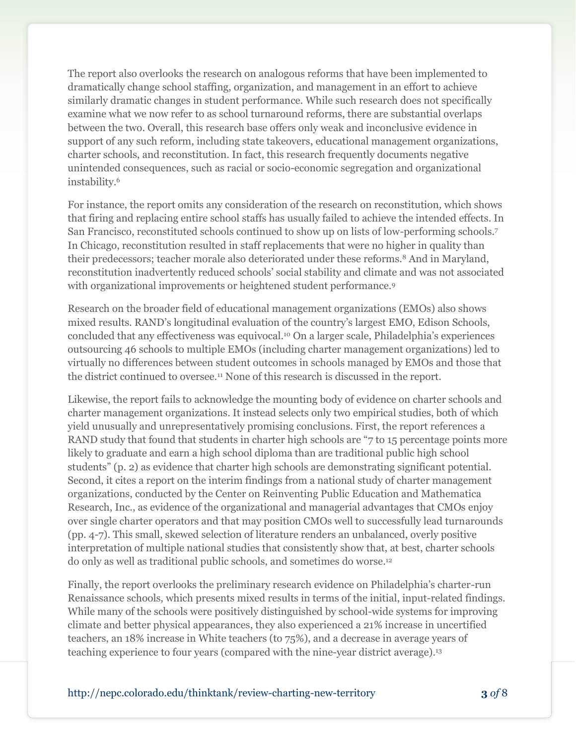The report also overlooks the research on analogous reforms that have been implemented to dramatically change school staffing, organization, and management in an effort to achieve similarly dramatic changes in student performance. While such research does not specifically examine what we now refer to as school turnaround reforms, there are substantial overlaps between the two. Overall, this research base offers only weak and inconclusive evidence in support of any such reform, including state takeovers, educational management organizations, charter schools, and reconstitution. In fact, this research frequently documents negative unintended consequences, such as racial or socio-economic segregation and organizational instability.[6]

For instance, the report omits any consideration of the research on reconstitution, which shows that firing and replacing entire school staffs has usually failed to achieve the intended effects. In San Francisco, reconstituted schools continued to show up on lists of low-performing schools.[7] In Chicago, reconstitution resulted in staff replacements that were no higher in quality than their predecessors; teacher morale also deteriorated under these reforms.[8] And in Maryland, reconstitution inadvertently reduced schools' social stability and climate and was not associated with organizational improvements or heightened student performance.[9]

Research on the broader field of educational management organizations (EMOs) also shows mixed results. RAND's longitudinal evaluation of the country's largest EMO, Edison Schools, concluded that any effectiveness was equivocal.[10] On a larger scale, Philadelphia's experiences outsourcing 46 schools to multiple EMOs (including charter management organizations) led to virtually no differences between student outcomes in schools managed by EMOs and those that the district continued to oversee.[11] None of this research is discussed in the report.

Likewise, the report fails to acknowledge the mounting body of evidence on charter schools and charter management organizations. It instead selects only two empirical studies, both of which yield unusually and unrepresentatively promising conclusions. First, the report references a RAND study that found that students in charter high schools are "7 to 15 percentage points more likely to graduate and earn a high school diploma than are traditional public high school students" (p. 2) as evidence that charter high schools are demonstrating significant potential. Second, it cites a report on the interim findings from a national study of charter management organizations, conducted by the Center on Reinventing Public Education and Mathematica Research, Inc., as evidence of the organizational and managerial advantages that CMOs enjoy over single charter operators and that may position CMOs well to successfully lead turnarounds (pp. 4-7). This small, skewed selection of literature renders an unbalanced, overly positive interpretation of multiple national studies that consistently show that, at best, charter schools do only as well as traditional public schools, and sometimes do worse.[12]

Finally, the report overlooks the preliminary research evidence on Philadelphia's charter-run Renaissance schools, which presents mixed results in terms of the initial, input-related findings. While many of the schools were positively distinguished by school-wide systems for improving climate and better physical appearances, they also experienced a 21% increase in uncertified teachers, an 18% increase in White teachers (to 75%), and a decrease in average years of teaching experience to four years (compared with the nine-year district average).[13]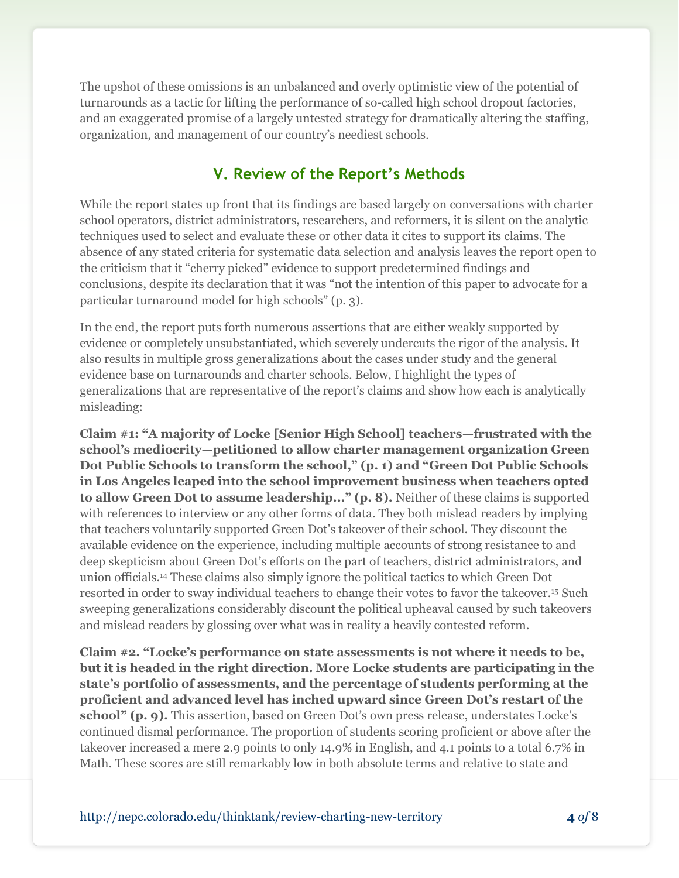The upshot of these omissions is an unbalanced and overly optimistic view of the potential of turnarounds as a tactic for lifting the performance of so-called high school dropout factories, and an exaggerated promise of a largely untested strategy for dramatically altering the staffing, organization, and management of our country's neediest schools.

## V. Review of the Report's Methods

While the report states up front that its findings are based largely on conversations with charter school operators, district administrators, researchers, and reformers, it is silent on the analytic techniques used to select and evaluate these or other data it cites to support its claims. The absence of any stated criteria for systematic data selection and analysis leaves the report open to the criticism that it "cherry picked" evidence to support predetermined findings and conclusions, despite its declaration that it was "not the intention of this paper to advocate for a particular turnaround model for high schools" (p. 3).

In the end, the report puts forth numerous assertions that are either weakly supported by evidence or completely unsubstantiated, which severely undercuts the rigor of the analysis. It also results in multiple gross generalizations about the cases under study and the general evidence base on turnarounds and charter schools. Below, I highlight the types of generalizations that are representative of the report's claims and show how each is analytically misleading:

**Claim #1: "A majority of Locke [Senior High School] teachers—frustrated with the school's mediocrity—petitioned to allow charter management organization Green Dot Public Schools to transform the school," (p. 1) and "Green Dot Public Schools in Los Angeles leaped into the school improvement business when teachers opted to allow Green Dot to assume leadership…" (p. 8).** Neither of these claims is supported with references to interview or any other forms of data. They both mislead readers by implying that teachers voluntarily supported Green Dot's takeover of their school. They discount the available evidence on the experience, including multiple accounts of strong resistance to and deep skepticism about Green Dot's efforts on the part of teachers, district administrators, and union officials.[14] These claims also simply ignore the political tactics to which Green Dot resorted in order to sway individual teachers to change their votes to favor the takeover.[15] Such sweeping generalizations considerably discount the political upheaval caused by such takeovers and mislead readers by glossing over what was in reality a heavily contested reform.

**Claim #2. "Locke's performance on state assessments is not where it needs to be, but it is headed in the right direction. More Locke students are participating in the state's portfolio of assessments, and the percentage of students performing at the proficient and advanced level has inched upward since Green Dot's restart of the school" (p. 9).** This assertion, based on Green Dot's own press release, understates Locke's continued dismal performance. The proportion of students scoring proficient or above after the takeover increased a mere 2.9 points to only 14.9% in English, and 4.1 points to a total 6.7% in Math. These scores are still remarkably low in both absolute terms and relative to state and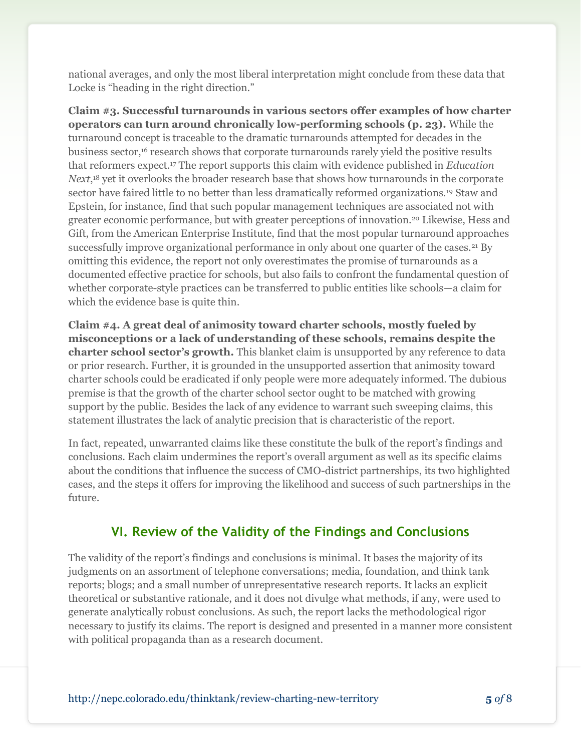national averages, and only the most liberal interpretation might conclude from these data that Locke is "heading in the right direction."

**Claim #3. Successful turnarounds in various sectors offer examples of how charter operators can turn around chronically low-performing schools (p. 23).** While the turnaround concept is traceable to the dramatic turnarounds attempted for decades in the business sector,[16] research shows that corporate turnarounds rarely yield the positive results that reformers expect.[17] The report supports this claim with evidence published in *Education Next*,[18] yet it overlooks the broader research base that shows how turnarounds in the corporate sector have faired little to no better than less dramatically reformed organizations.[19] Staw and Epstein, for instance, find that such popular management techniques are associated not with greater economic performance, but with greater perceptions of innovation.[20] Likewise, Hess and Gift, from the American Enterprise Institute, find that the most popular turnaround approaches successfully improve organizational performance in only about one quarter of the cases.[21] By omitting this evidence, the report not only overestimates the promise of turnarounds as a documented effective practice for schools, but also fails to confront the fundamental question of whether corporate-style practices can be transferred to public entities like schools—a claim for which the evidence base is quite thin.

**Claim #4. A great deal of animosity toward charter schools, mostly fueled by misconceptions or a lack of understanding of these schools, remains despite the charter school sector's growth.** This blanket claim is unsupported by any reference to data or prior research. Further, it is grounded in the unsupported assertion that animosity toward charter schools could be eradicated if only people were more adequately informed. The dubious premise is that the growth of the charter school sector ought to be matched with growing support by the public. Besides the lack of any evidence to warrant such sweeping claims, this statement illustrates the lack of analytic precision that is characteristic of the report.

In fact, repeated, unwarranted claims like these constitute the bulk of the report's findings and conclusions. Each claim undermines the report's overall argument as well as its specific claims about the conditions that influence the success of CMO-district partnerships, its two highlighted cases, and the steps it offers for improving the likelihood and success of such partnerships in the future.

## VI. Review of the Validity of the Findings and Conclusions

The validity of the report's findings and conclusions is minimal. It bases the majority of its judgments on an assortment of telephone conversations; media, foundation, and think tank reports; blogs; and a small number of unrepresentative research reports. It lacks an explicit theoretical or substantive rationale, and it does not divulge what methods, if any, were used to generate analytically robust conclusions. As such, the report lacks the methodological rigor necessary to justify its claims. The report is designed and presented in a manner more consistent with political propaganda than as a research document.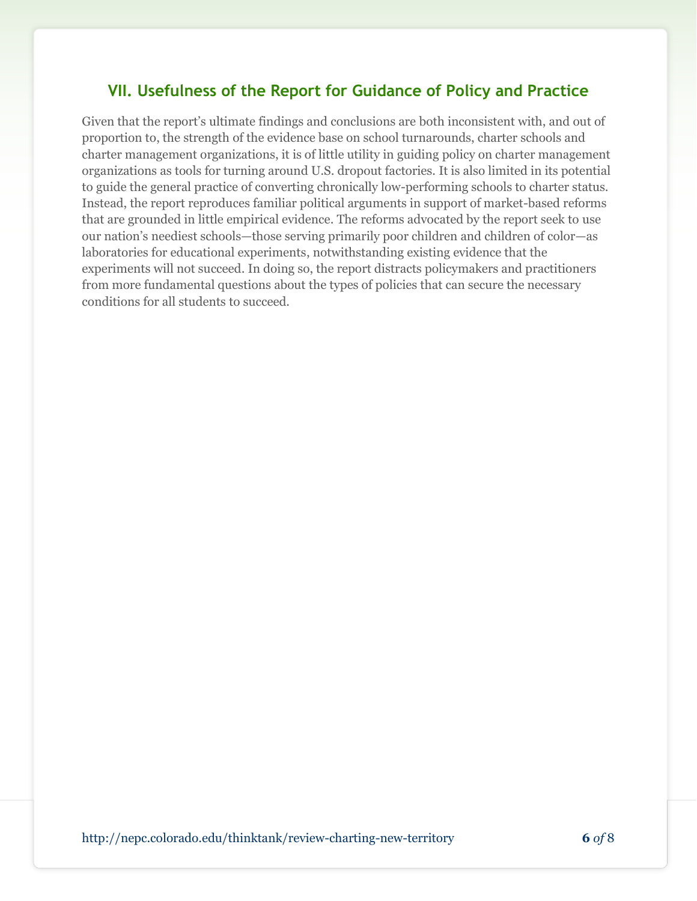## VII. Usefulness of the Report for Guidance of Policy and Practice

Given that the report's ultimate findings and conclusions are both inconsistent with, and out of proportion to, the strength of the evidence base on school turnarounds, charter schools and charter management organizations, it is of little utility in guiding policy on charter management organizations as tools for turning around U.S. dropout factories. It is also limited in its potential to guide the general practice of converting chronically low-performing schools to charter status. Instead, the report reproduces familiar political arguments in support of market-based reforms that are grounded in little empirical evidence. The reforms advocated by the report seek to use our nation's neediest schools—those serving primarily poor children and children of color—as laboratories for educational experiments, notwithstanding existing evidence that the experiments will not succeed. In doing so, the report distracts policymakers and practitioners from more fundamental questions about the types of policies that can secure the necessary conditions for all students to succeed.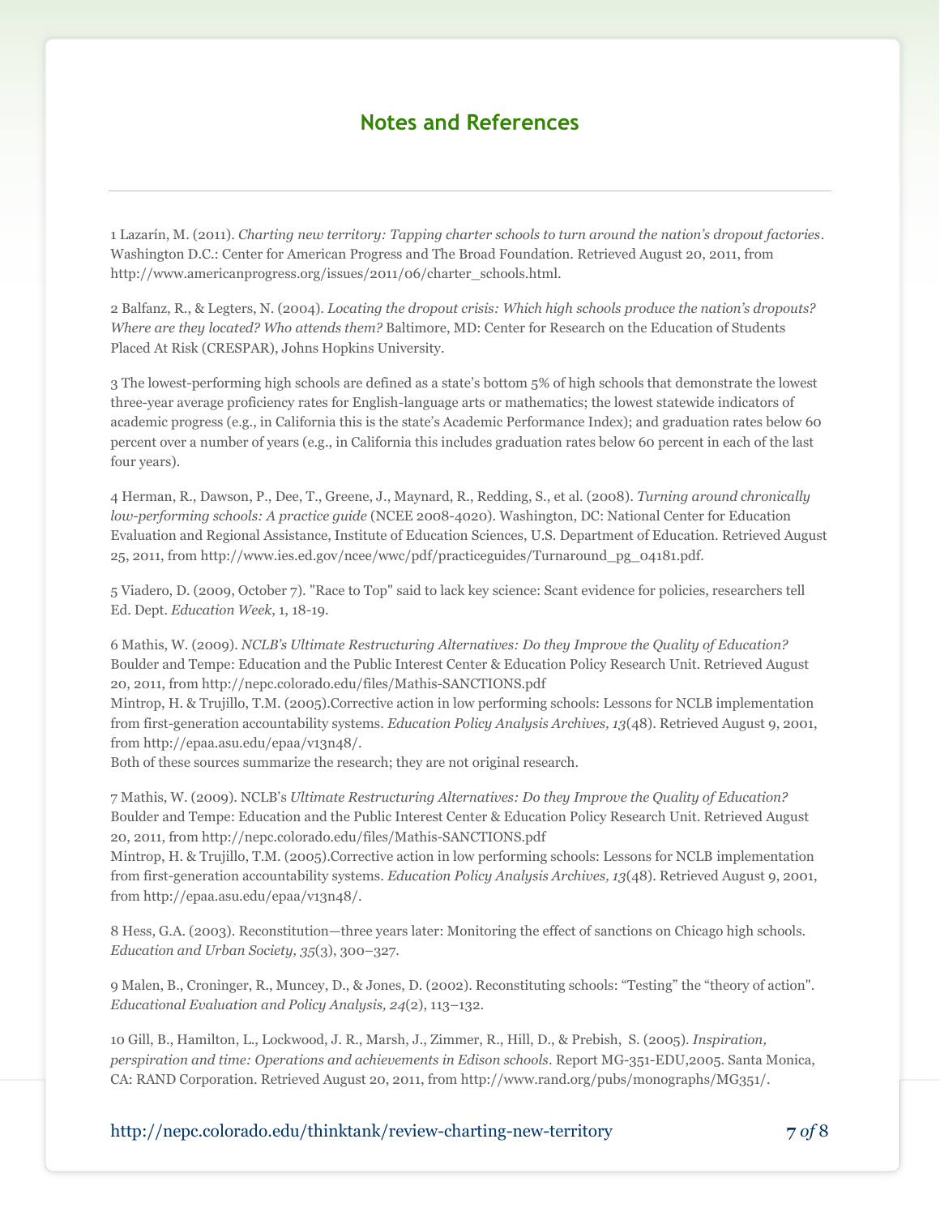## Notes and References

1 Lazarín, M. (2011). *Charting new territory: Tapping charter schools to turn around the nation's dropout factories*. Washington D.C.: Center for American Progress and The Broad Foundation. Retrieved August 20, 2011, from http://www.americanprogress.org/issues/2011/06/charter_schools.html.

2 Balfanz, R., & Legters, N. (2004). *Locating the dropout crisis: Which high schools produce the nation's dropouts? Where are they located? Who attends them?* Baltimore, MD: Center for Research on the Education of Students Placed At Risk (CRESPAR), Johns Hopkins University.

3 The lowest-performing high schools are defined as a state's bottom 5% of high schools that demonstrate the lowest three-year average proficiency rates for English-language arts or mathematics; the lowest statewide indicators of academic progress (e.g., in California this is the state's Academic Performance Index); and graduation rates below 60 percent over a number of years (e.g., in California this includes graduation rates below 60 percent in each of the last four years).

4 Herman, R., Dawson, P., Dee, T., Greene, J., Maynard, R., Redding, S., et al. (2008). *Turning around chronically low-performing schools: A practice guide* (NCEE 2008-4020). Washington, DC: National Center for Education Evaluation and Regional Assistance, Institute of Education Sciences, U.S. Department of Education. Retrieved August 25, 2011, from http://www.ies.ed.gov/ncee/wwc/pdf/practiceguides/Turnaround_pg_04181.pdf.

5 Viadero, D. (2009, October 7). "Race to Top" said to lack key science: Scant evidence for policies, researchers tell Ed. Dept. *Education Week*, 1, 18-19.

6 Mathis, W. (2009). *NCLB's Ultimate Restructuring Alternatives: Do they Improve the Quality of Education?* Boulder and Tempe: Education and the Public Interest Center & Education Policy Research Unit. Retrieved August 20, 2011, from http://nepc.colorado.edu/files/Mathis-SANCTIONS.pdf
Mintrop, H. & Trujillo, T.M. (2005).Corrective action in low performing schools: Lessons for NCLB implementation from first-generation accountability systems. *Education Policy Analysis Archives, 13*(48). Retrieved August 9, 2001, from http://epaa.asu.edu/epaa/v13n48/.
Both of these sources summarize the research; they are not original research.

7 Mathis, W. (2009). NCLB's *Ultimate Restructuring Alternatives: Do they Improve the Quality of Education?* Boulder and Tempe: Education and the Public Interest Center & Education Policy Research Unit. Retrieved August 20, 2011, from http://nepc.colorado.edu/files/Mathis-SANCTIONS.pdf
Mintrop, H. & Trujillo, T.M. (2005).Corrective action in low performing schools: Lessons for NCLB implementation from first-generation accountability systems. *Education Policy Analysis Archives, 13*(48). Retrieved August 9, 2001, from http://epaa.asu.edu/epaa/v13n48/.

8 Hess, G.A. (2003). Reconstitution—three years later: Monitoring the effect of sanctions on Chicago high schools. *Education and Urban Society, 35*(3), 300–327.

9 Malen, B., Croninger, R., Muncey, D., & Jones, D. (2002). Reconstituting schools: "Testing" the "theory of action". *Educational Evaluation and Policy Analysis, 24*(2), 113–132.

10 Gill, B., Hamilton, L., Lockwood, J. R., Marsh, J., Zimmer, R., Hill, D., & Prebish, S. (2005). *Inspiration, perspiration and time: Operations and achievements in Edison schools*. Report MG-351-EDU,2005. Santa Monica, CA: RAND Corporation. Retrieved August 20, 2011, from http://www.rand.org/pubs/monographs/MG351/.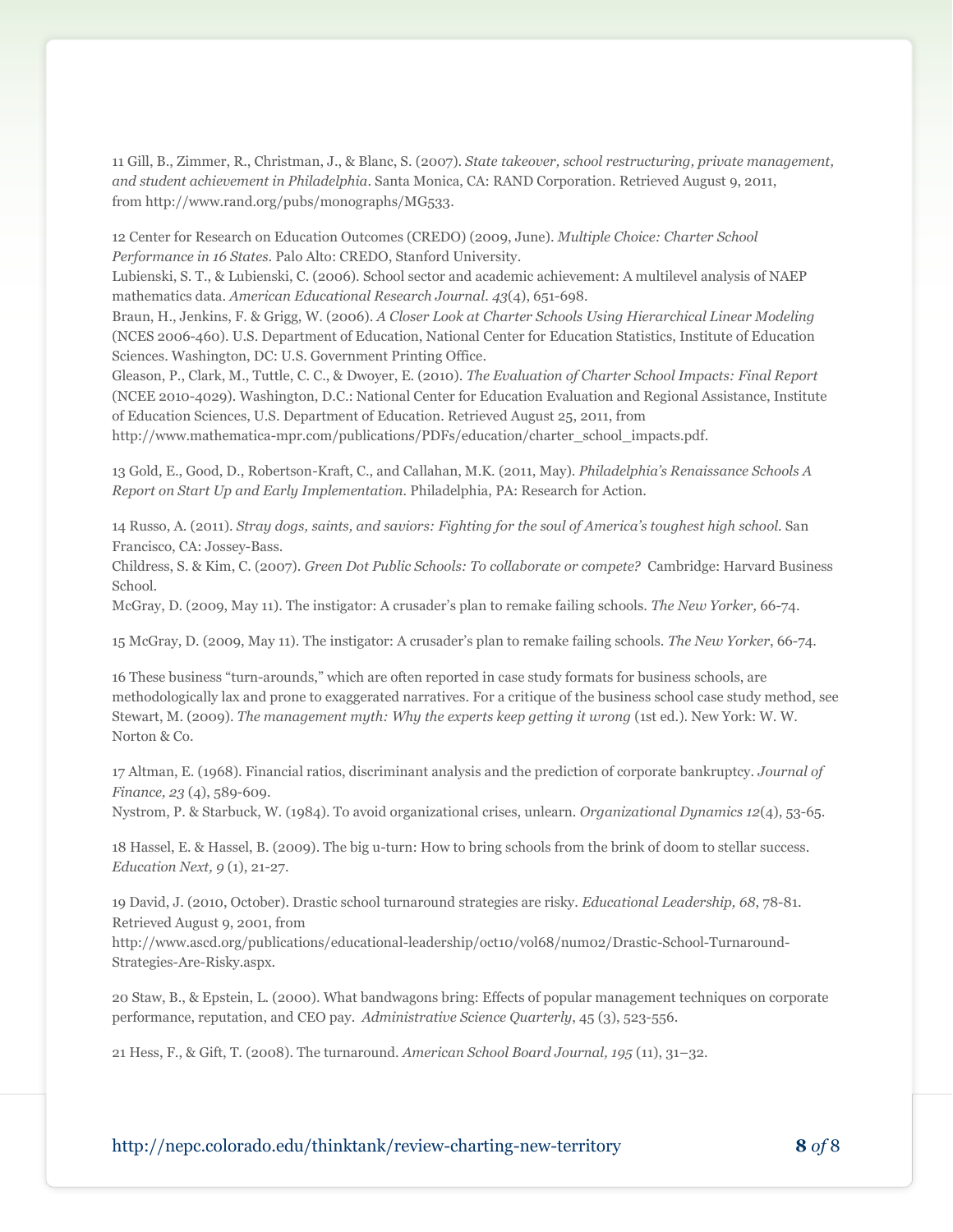11 Gill, B., Zimmer, R., Christman, J., & Blanc, S. (2007). *State takeover, school restructuring, private management, and student achievement in Philadelphia*. Santa Monica, CA: RAND Corporation. Retrieved August 9, 2011, from http://www.rand.org/pubs/monographs/MG533.

12 Center for Research on Education Outcomes (CREDO) (2009, June). *Multiple Choice: Charter School Performance in 16 States*. Palo Alto: CREDO, Stanford University.
Lubienski, S. T., & Lubienski, C. (2006). School sector and academic achievement: A multilevel analysis of NAEP mathematics data. *American Educational Research Journal. 43*(4), 651-698.
Braun, H., Jenkins, F. & Grigg, W. (2006). *A Closer Look at Charter Schools Using Hierarchical Linear Modeling* (NCES 2006-460). U.S. Department of Education, National Center for Education Statistics, Institute of Education Sciences. Washington, DC: U.S. Government Printing Office.
Gleason, P., Clark, M., Tuttle, C. C., & Dwoyer, E. (2010). *The Evaluation of Charter School Impacts: Final Report* (NCEE 2010-4029). Washington, D.C.: National Center for Education Evaluation and Regional Assistance, Institute of Education Sciences, U.S. Department of Education. Retrieved August 25, 2011, from http://www.mathematica-mpr.com/publications/PDFs/education/charter_school_impacts.pdf.

13 Gold, E., Good, D., Robertson-Kraft, C., and Callahan, M.K. (2011, May). *Philadelphia's Renaissance Schools A Report on Start Up and Early Implementation.* Philadelphia, PA: Research for Action.

14 Russo, A. (2011). *Stray dogs, saints, and saviors: Fighting for the soul of America's toughest high school*. San Francisco, CA: Jossey-Bass.
Childress, S. & Kim, C. (2007). *Green Dot Public Schools: To collaborate or compete?* Cambridge: Harvard Business School.
McGray, D. (2009, May 11). The instigator: A crusader's plan to remake failing schools. *The New Yorker,* 66-74.

15 McGray, D. (2009, May 11). The instigator: A crusader's plan to remake failing schools. *The New Yorker*, 66-74.

16 These business "turn-arounds," which are often reported in case study formats for business schools, are methodologically lax and prone to exaggerated narratives. For a critique of the business school case study method, see Stewart, M. (2009). *The management myth: Why the experts keep getting it wrong* (1st ed.). New York: W. W. Norton & Co.

17 Altman, E. (1968). Financial ratios, discriminant analysis and the prediction of corporate bankruptcy. *Journal of Finance, 23* (4), 589-609.
Nystrom, P. & Starbuck, W. (1984). To avoid organizational crises, unlearn. *Organizational Dynamics 12*(4), 53-65.

18 Hassel, E. & Hassel, B. (2009). The big u-turn: How to bring schools from the brink of doom to stellar success. *Education Next, 9* (1), 21-27.

19 David, J. (2010, October). Drastic school turnaround strategies are risky. *Educational Leadership, 68*, 78-81. Retrieved August 9, 2001, from http://www.ascd.org/publications/educational-leadership/oct10/vol68/num02/Drastic-School-Turnaround-Strategies-Are-Risky.aspx.

20 Staw, B., & Epstein, L. (2000). What bandwagons bring: Effects of popular management techniques on corporate performance, reputation, and CEO pay. *Administrative Science Quarterly*, 45 (3), 523-556.

21 Hess, F., & Gift, T. (2008). The turnaround. *American School Board Journal, 195* (11), 31–32.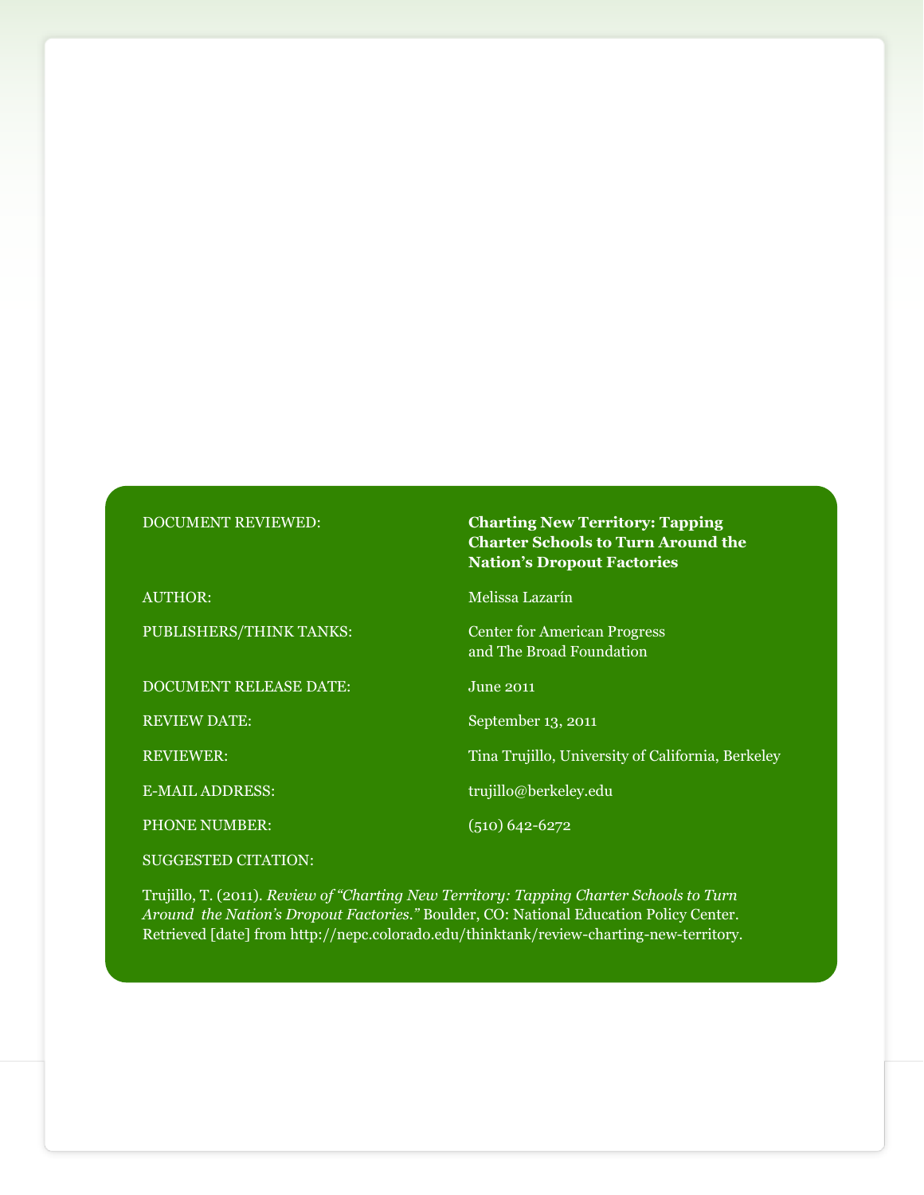| | |
|---|---|
| DOCUMENT REVIEWED: | **Charting New Territory: Tapping Charter Schools to Turn Around the Nation's Dropout Factories** |
| AUTHOR: | Melissa Lazarín |
| PUBLISHERS/THINK TANKS: | Center for American Progress and The Broad Foundation |
| DOCUMENT RELEASE DATE: | June 2011 |
| REVIEW DATE: | September 13, 2011 |
| REVIEWER: | Tina Trujillo, University of California, Berkeley |
| E-MAIL ADDRESS: | trujillo@berkeley.edu |
| PHONE NUMBER: | (510) 642-6272 |

SUGGESTED CITATION:

Trujillo, T. (2011). *Review of "Charting New Territory: Tapping Charter Schools to Turn Around the Nation's Dropout Factories."* Boulder, CO: National Education Policy Center. Retrieved [date] from http://nepc.colorado.edu/thinktank/review-charting-new-territory.